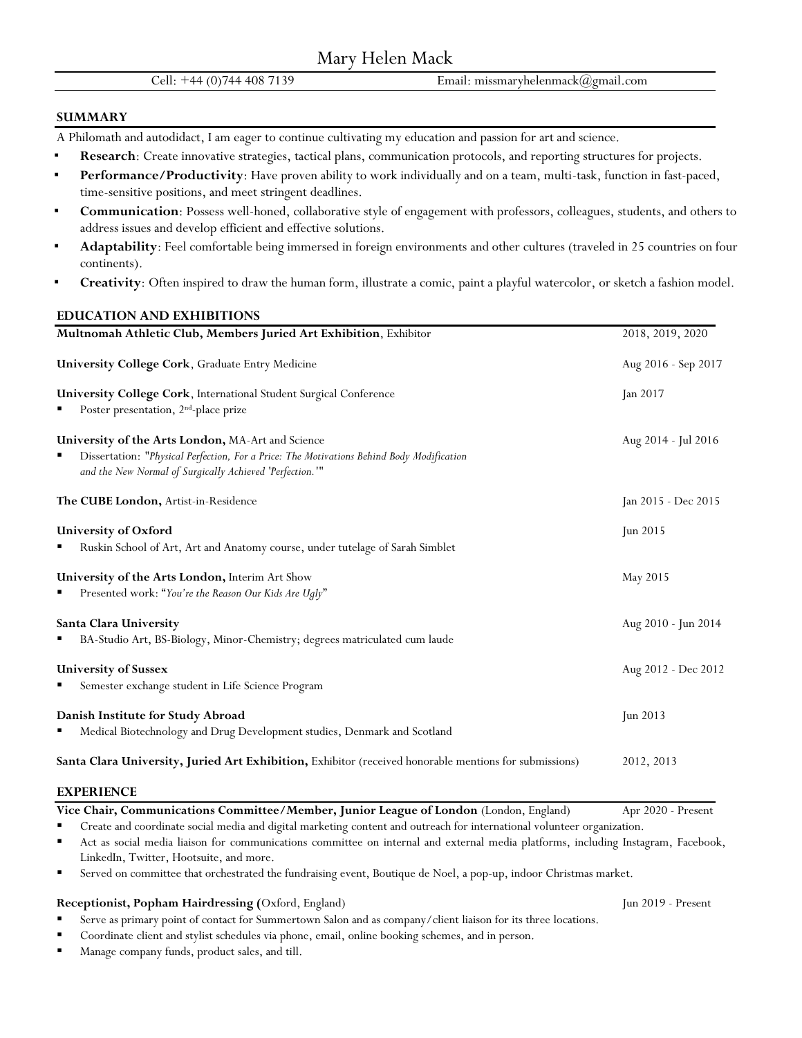# Mary Helen Mack

Cell: +44 (0)744 408 7139 | Email: missmaryhelenmack@gmail.com

## SUMMARY

A Philomath and autodidact, I am eager to continue cultivating my education and passion for art and science.

- **Research**: Create innovative strategies, tactical plans, communication protocols, and reporting structures for projects.
- **Performance/Productivity**: Have proven ability to work individually and on a team, multi-task, function in fast-paced, time-sensitive positions, and meet stringent deadlines.
- **Communication**: Possess well-honed, collaborative style of engagement with professors, colleagues, students, and others to address issues and develop efficient and effective solutions.
- **Adaptability**: Feel comfortable being immersed in foreign environments and other cultures (traveled in 25 countries on four continents).
- **Creativity**: Often inspired to draw the human form, illustrate a comic, paint a playful watercolor, or sketch a fashion model.

## EDUCATION AND EXHIBITIONS

**Multnomah Athletic Club, Members Juried Art Exhibition**, Exhibitor — 2018, 2019, 2020

**University College Cork**, Graduate Entry Medicine — Aug 2016 - Sep 2017

**University College Cork**, International Student Surgical Conference — Jan 2017
- Poster presentation, 2nd-place prize

**University of the Arts London,** MA-Art and Science — Aug 2014 - Jul 2016
- Dissertation: "*Physical Perfection, For a Price: The Motivations Behind Body Modification and the New Normal of Surgically Achieved 'Perfection.'*"

**The CUBE London,** Artist-in-Residence — Jan 2015 - Dec 2015

**University of Oxford** — Jun 2015
- Ruskin School of Art, Art and Anatomy course, under tutelage of Sarah Simblet

**University of the Arts London,** Interim Art Show — May 2015
- Presented work: "*You're the Reason Our Kids Are Ugly*"

**Santa Clara University** — Aug 2010 - Jun 2014
- BA-Studio Art, BS-Biology, Minor-Chemistry; degrees matriculated cum laude

**University of Sussex** — Aug 2012 - Dec 2012
- Semester exchange student in Life Science Program

**Danish Institute for Study Abroad** — Jun 2013
- Medical Biotechnology and Drug Development studies, Denmark and Scotland

**Santa Clara University, Juried Art Exhibition,** Exhibitor (received honorable mentions for submissions) — 2012, 2013

## EXPERIENCE

**Vice Chair, Communications Committee/Member, Junior League of London** (London, England) — Apr 2020 - Present
- Create and coordinate social media and digital marketing content and outreach for international volunteer organization.
- Act as social media liaison for communications committee on internal and external media platforms, including Instagram, Facebook, LinkedIn, Twitter, Hootsuite, and more.
- Served on committee that orchestrated the fundraising event, Boutique de Noel, a pop-up, indoor Christmas market.

**Receptionist, Popham Hairdressing (**Oxford, England) — Jun 2019 - Present
- Serve as primary point of contact for Summertown Salon and as company/client liaison for its three locations.
- Coordinate client and stylist schedules via phone, email, online booking schemes, and in person.
- Manage company funds, product sales, and till.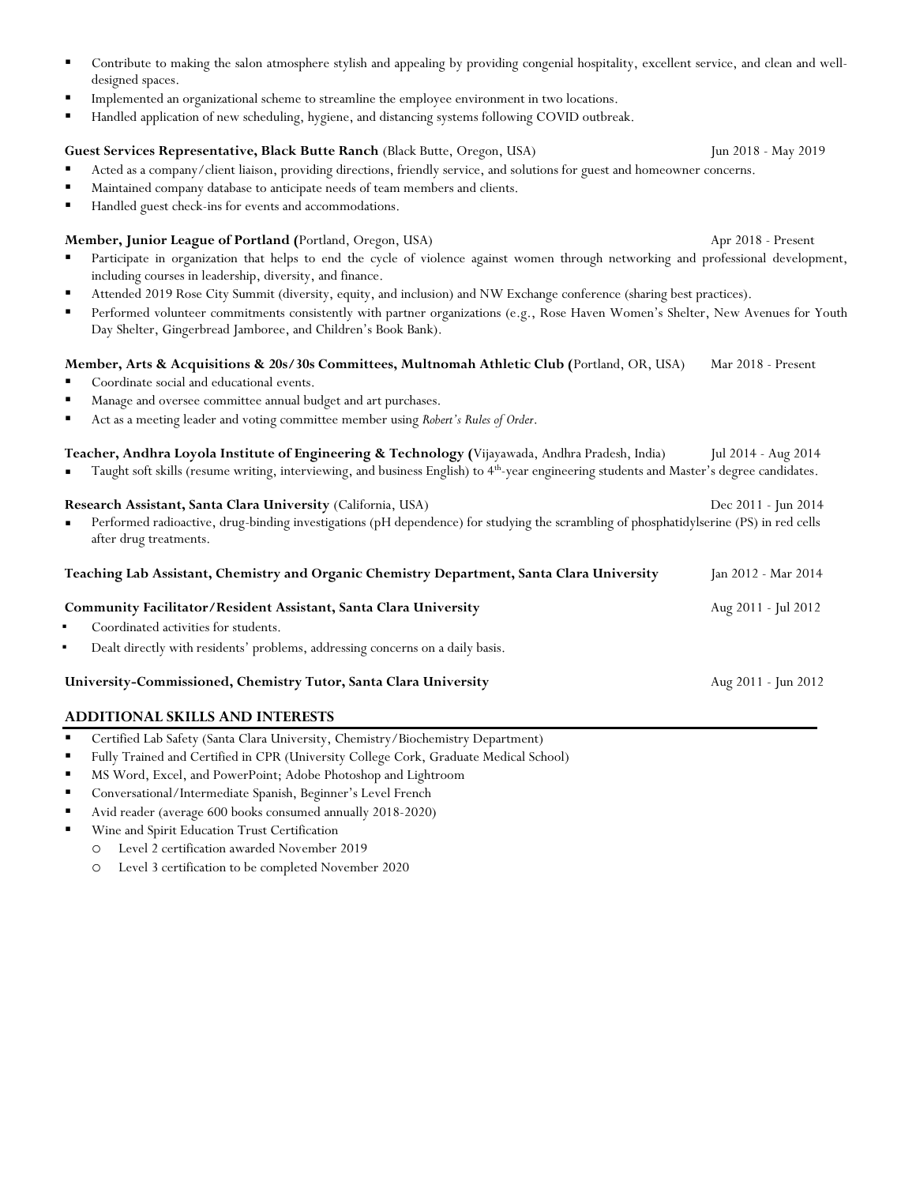- Contribute to making the salon atmosphere stylish and appealing by providing congenial hospitality, excellent service, and clean and well-designed spaces.
- Implemented an organizational scheme to streamline the employee environment in two locations.
- Handled application of new scheduling, hygiene, and distancing systems following COVID outbreak.

**Guest Services Representative, Black Butte Ranch** (Black Butte, Oregon, USA) Jun 2018 - May 2019

- Acted as a company/client liaison, providing directions, friendly service, and solutions for guest and homeowner concerns.
- Maintained company database to anticipate needs of team members and clients.
- Handled guest check-ins for events and accommodations.

**Member, Junior League of Portland (**Portland, Oregon, USA) Apr 2018 - Present

- Participate in organization that helps to end the cycle of violence against women through networking and professional development, including courses in leadership, diversity, and finance.
- Attended 2019 Rose City Summit (diversity, equity, and inclusion) and NW Exchange conference (sharing best practices).
- Performed volunteer commitments consistently with partner organizations (e.g., Rose Haven Women's Shelter, New Avenues for Youth Day Shelter, Gingerbread Jamboree, and Children's Book Bank).

**Member, Arts & Acquisitions & 20s/30s Committees, Multnomah Athletic Club (**Portland, OR, USA) Mar 2018 - Present

- Coordinate social and educational events.
- Manage and oversee committee annual budget and art purchases.
- Act as a meeting leader and voting committee member using *Robert's Rules of Order*.

**Teacher, Andhra Loyola Institute of Engineering & Technology (**Vijayawada, Andhra Pradesh, India) Jul 2014 - Aug 2014

- Taught soft skills (resume writing, interviewing, and business English) to 4th-year engineering students and Master's degree candidates.

**Research Assistant, Santa Clara University** (California, USA) Dec 2011 - Jun 2014

- Performed radioactive, drug-binding investigations (pH dependence) for studying the scrambling of phosphatidylserine (PS) in red cells after drug treatments.

**Teaching Lab Assistant, Chemistry and Organic Chemistry Department, Santa Clara University** Jan 2012 - Mar 2014

**Community Facilitator/Resident Assistant, Santa Clara University** Aug 2011 - Jul 2012

- Coordinated activities for students.
- Dealt directly with residents' problems, addressing concerns on a daily basis.

**University-Commissioned, Chemistry Tutor, Santa Clara University** Aug 2011 - Jun 2012

## ADDITIONAL SKILLS AND INTERESTS

- Certified Lab Safety (Santa Clara University, Chemistry/Biochemistry Department)
- Fully Trained and Certified in CPR (University College Cork, Graduate Medical School)
- MS Word, Excel, and PowerPoint; Adobe Photoshop and Lightroom
- Conversational/Intermediate Spanish, Beginner's Level French
- Avid reader (average 600 books consumed annually 2018-2020)
- Wine and Spirit Education Trust Certification
  - Level 2 certification awarded November 2019
  - Level 3 certification to be completed November 2020